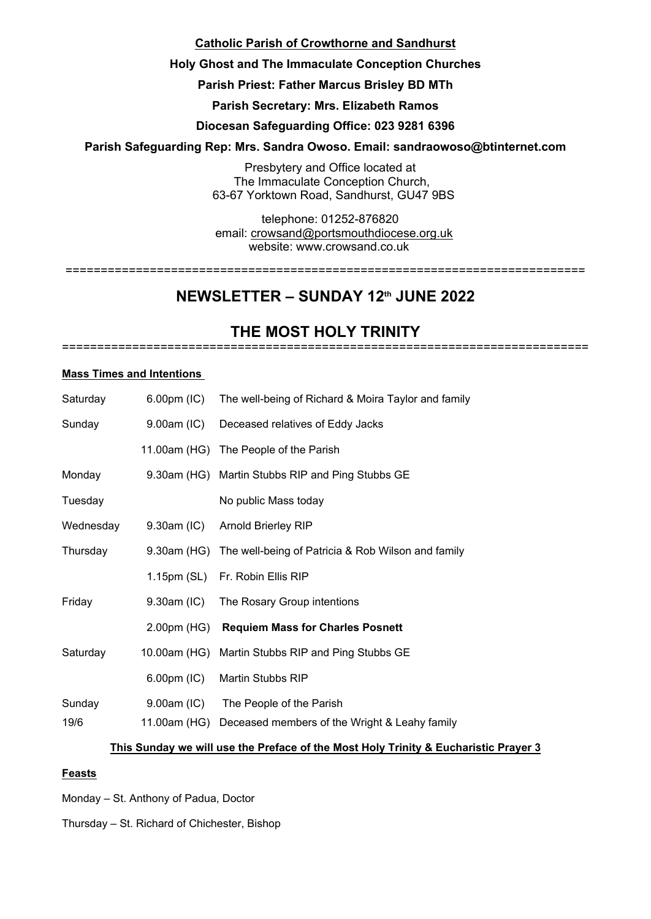**Catholic Parish of Crowthorne and Sandhurst**

**Holy Ghost and The Immaculate Conception Churches**

**Parish Priest: Father Marcus Brisley BD MTh**

**Parish Secretary: Mrs. Elizabeth Ramos**

**Diocesan Safeguarding Office: 023 9281 6396**

**Parish Safeguarding Rep: Mrs. Sandra Owoso. Email: sandraowoso@btinternet.com**

Presbytery and Office located at
The Immaculate Conception Church,
63-67 Yorktown Road, Sandhurst, GU47 9BS

telephone: 01252-876820
email: crowsand@portsmouthdiocese.org.uk
website: www.crowsand.co.uk

# NEWSLETTER – SUNDAY 12th JUNE 2022

# THE MOST HOLY TRINITY

**Mass Times and Intentions**

| | | |
|---|---|---|
| Saturday | 6.00pm (IC) | The well-being of Richard & Moira Taylor and family |
| Sunday | 9.00am (IC) | Deceased relatives of Eddy Jacks |
| | 11.00am (HG) | The People of the Parish |
| Monday | 9.30am (HG) | Martin Stubbs RIP and Ping Stubbs GE |
| Tuesday | | No public Mass today |
| Wednesday | 9.30am (IC) | Arnold Brierley RIP |
| Thursday | 9.30am (HG) | The well-being of Patricia & Rob Wilson and family |
| | 1.15pm (SL) | Fr. Robin Ellis RIP |
| Friday | 9.30am (IC) | The Rosary Group intentions |
| | 2.00pm (HG) | **Requiem Mass for Charles Posnett** |
| Saturday | 10.00am (HG) | Martin Stubbs RIP and Ping Stubbs GE |
| | 6.00pm (IC) | Martin Stubbs RIP |
| Sunday | 9.00am (IC) | The People of the Parish |
| 19/6 | 11.00am (HG) | Deceased members of the Wright & Leahy family |

**This Sunday we will use the Preface of the Most Holy Trinity & Eucharistic Prayer 3**

**Feasts**

Monday – St. Anthony of Padua, Doctor

Thursday – St. Richard of Chichester, Bishop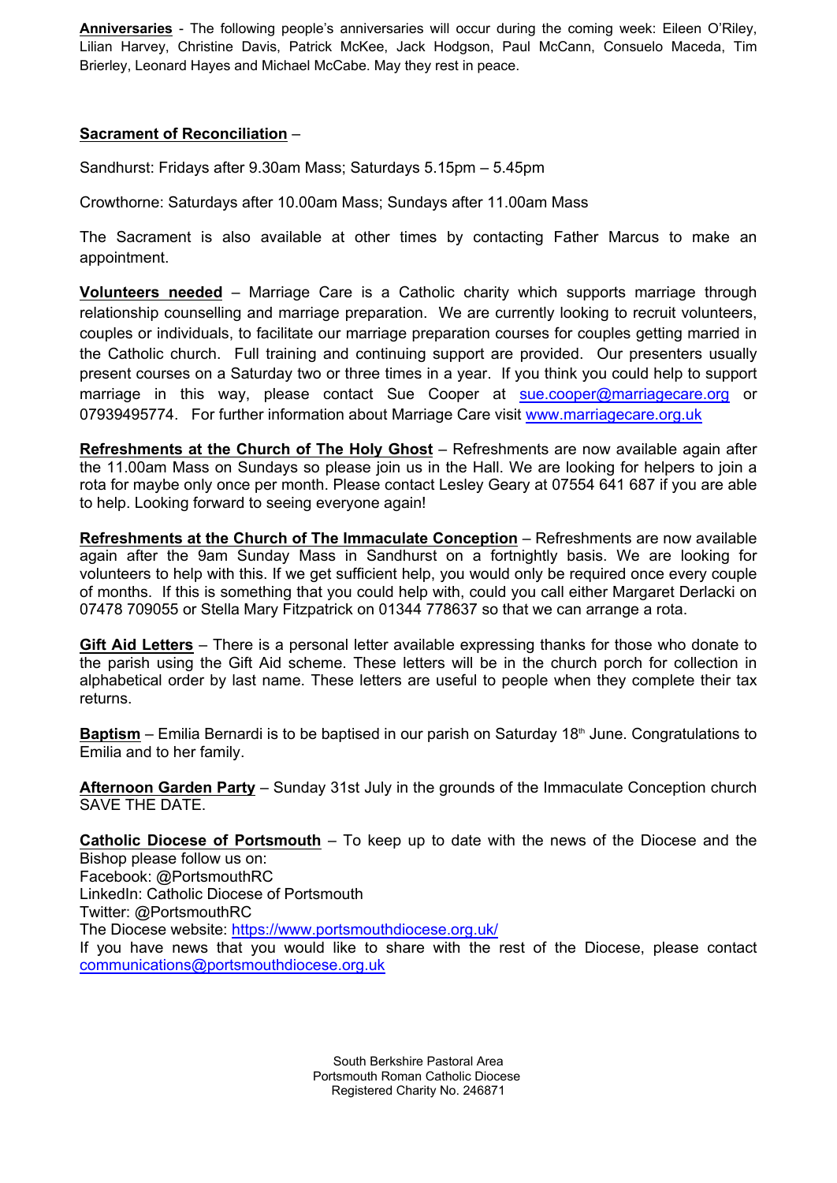**Anniversaries** - The following people's anniversaries will occur during the coming week: Eileen O'Riley, Lilian Harvey, Christine Davis, Patrick McKee, Jack Hodgson, Paul McCann, Consuelo Maceda, Tim Brierley, Leonard Hayes and Michael McCabe. May they rest in peace.

**Sacrament of Reconciliation** –

Sandhurst: Fridays after 9.30am Mass; Saturdays 5.15pm – 5.45pm

Crowthorne: Saturdays after 10.00am Mass; Sundays after 11.00am Mass

The Sacrament is also available at other times by contacting Father Marcus to make an appointment.

**Volunteers needed** – Marriage Care is a Catholic charity which supports marriage through relationship counselling and marriage preparation. We are currently looking to recruit volunteers, couples or individuals, to facilitate our marriage preparation courses for couples getting married in the Catholic church. Full training and continuing support are provided. Our presenters usually present courses on a Saturday two or three times in a year. If you think you could help to support marriage in this way, please contact Sue Cooper at sue.cooper@marriagecare.org or 07939495774. For further information about Marriage Care visit www.marriagecare.org.uk

**Refreshments at the Church of The Holy Ghost** – Refreshments are now available again after the 11.00am Mass on Sundays so please join us in the Hall. We are looking for helpers to join a rota for maybe only once per month. Please contact Lesley Geary at 07554 641 687 if you are able to help. Looking forward to seeing everyone again!

**Refreshments at the Church of The Immaculate Conception** – Refreshments are now available again after the 9am Sunday Mass in Sandhurst on a fortnightly basis. We are looking for volunteers to help with this. If we get sufficient help, you would only be required once every couple of months. If this is something that you could help with, could you call either Margaret Derlacki on 07478 709055 or Stella Mary Fitzpatrick on 01344 778637 so that we can arrange a rota.

**Gift Aid Letters** – There is a personal letter available expressing thanks for those who donate to the parish using the Gift Aid scheme. These letters will be in the church porch for collection in alphabetical order by last name. These letters are useful to people when they complete their tax returns.

**Baptism** – Emilia Bernardi is to be baptised in our parish on Saturday 18th June. Congratulations to Emilia and to her family.

**Afternoon Garden Party** – Sunday 31st July in the grounds of the Immaculate Conception church SAVE THE DATE.

**Catholic Diocese of Portsmouth** – To keep up to date with the news of the Diocese and the Bishop please follow us on:
Facebook: @PortsmouthRC
LinkedIn: Catholic Diocese of Portsmouth
Twitter: @PortsmouthRC
The Diocese website: https://www.portsmouthdiocese.org.uk/
If you have news that you would like to share with the rest of the Diocese, please contact communications@portsmouthdiocese.org.uk

South Berkshire Pastoral Area
Portsmouth Roman Catholic Diocese
Registered Charity No. 246871